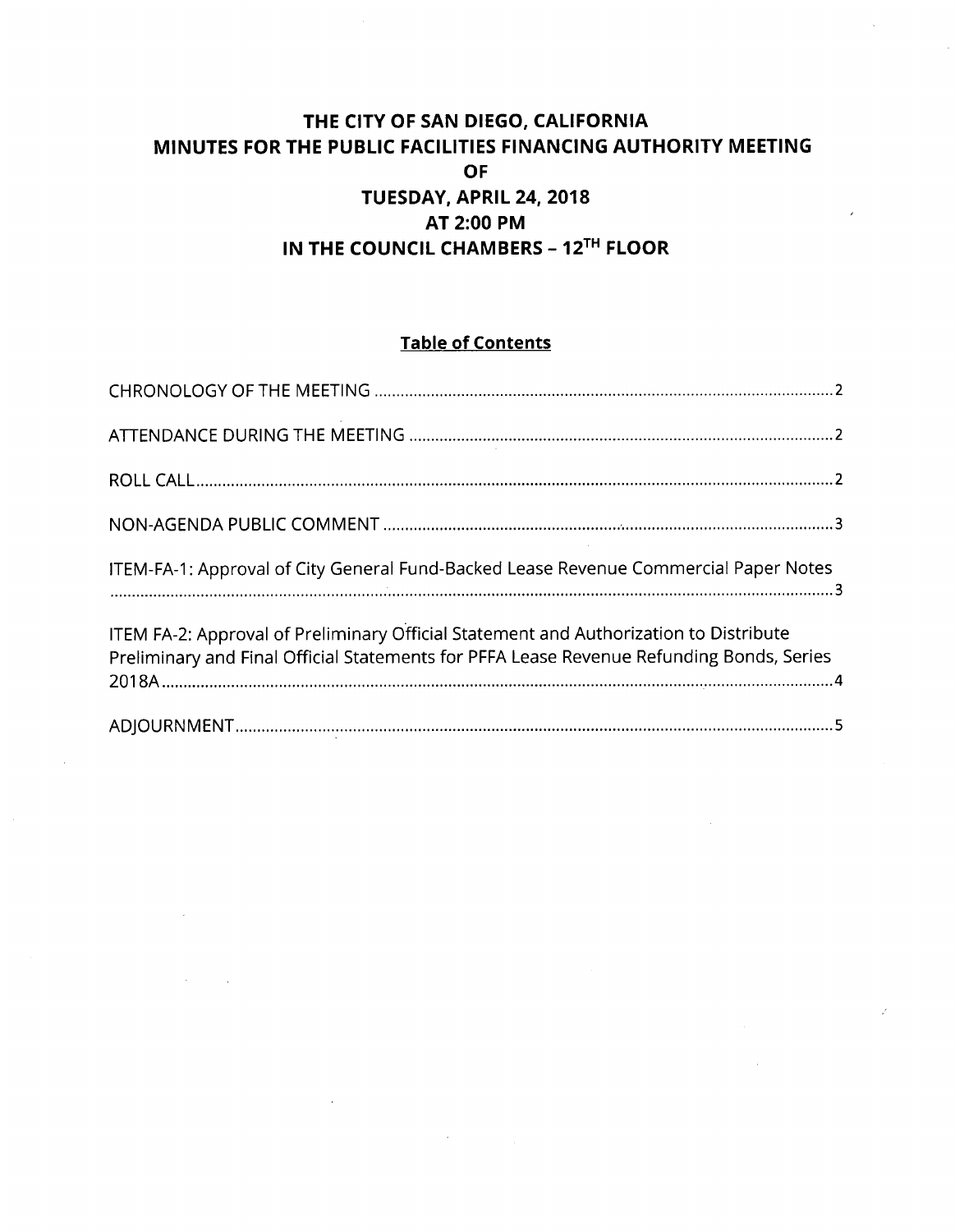# THE CITY OF SAN DIEGO, CALIFORNIA
# MINUTES FOR THE PUBLIC FACILITIES FINANCING AUTHORITY MEETING
# OF
# TUESDAY, APRIL 24, 2018
# AT 2:00 PM
# IN THE COUNCIL CHAMBERS – 12TH FLOOR

## Table of Contents

CHRONOLOGY OF THE MEETING ............................................................................................2

ATTENDANCE DURING THE MEETING .................................................................................2

ROLL CALL..................................................................................................................................2

NON-AGENDA PUBLIC COMMENT ........................................................................................3

ITEM-FA-1: Approval of City General Fund-Backed Lease Revenue Commercial Paper Notes ..........................................................................................................................................3

ITEM FA-2: Approval of Preliminary Official Statement and Authorization to Distribute Preliminary and Final Official Statements for PFFA Lease Revenue Refunding Bonds, Series 2018A.........................................................................................................................................4

ADJOURNMENT..........................................................................................................................5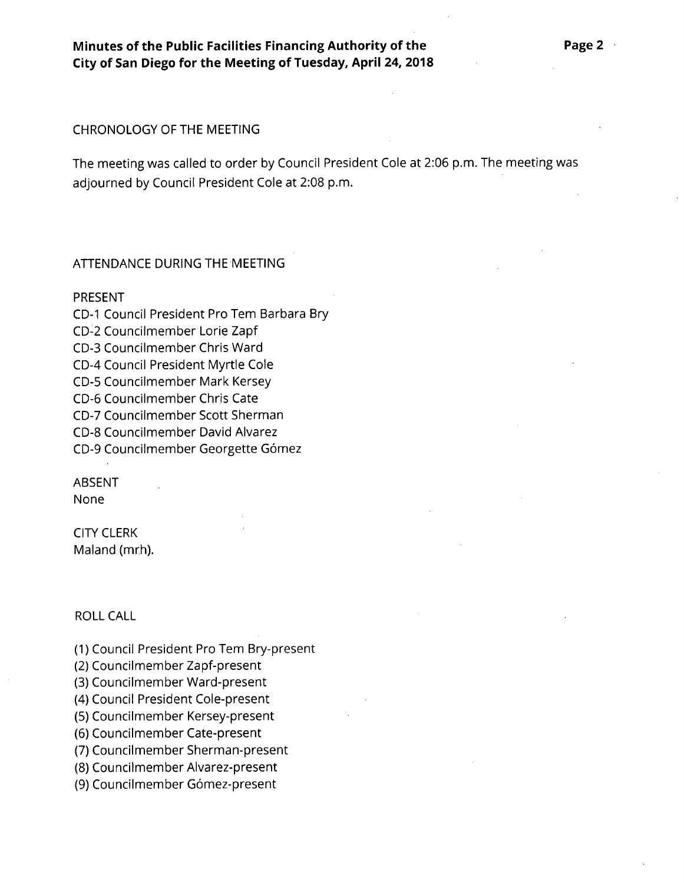## CHRONOLOGY OF THE MEETING

The meeting was called to order by Council President Cole at 2:06 p.m. The meeting was adjourned by Council President Cole at 2:08 p.m.

## ATTENDANCE DURING THE MEETING

PRESENT

CD-1 Council President Pro Tem Barbara Bry
CD-2 Councilmember Lorie Zapf
CD-3 Councilmember Chris Ward
CD-4 Council President Myrtle Cole
CD-5 Councilmember Mark Kersey
CD-6 Councilmember Chris Cate
CD-7 Councilmember Scott Sherman
CD-8 Councilmember David Alvarez
CD-9 Councilmember Georgette Gómez

ABSENT
None

CITY CLERK
Maland (mrh).

## ROLL CALL

(1) Council President Pro Tem Bry-present
(2) Councilmember Zapf-present
(3) Councilmember Ward-present
(4) Council President Cole-present
(5) Councilmember Kersey-present
(6) Councilmember Cate-present
(7) Councilmember Sherman-present
(8) Councilmember Alvarez-present
(9) Councilmember Gómez-present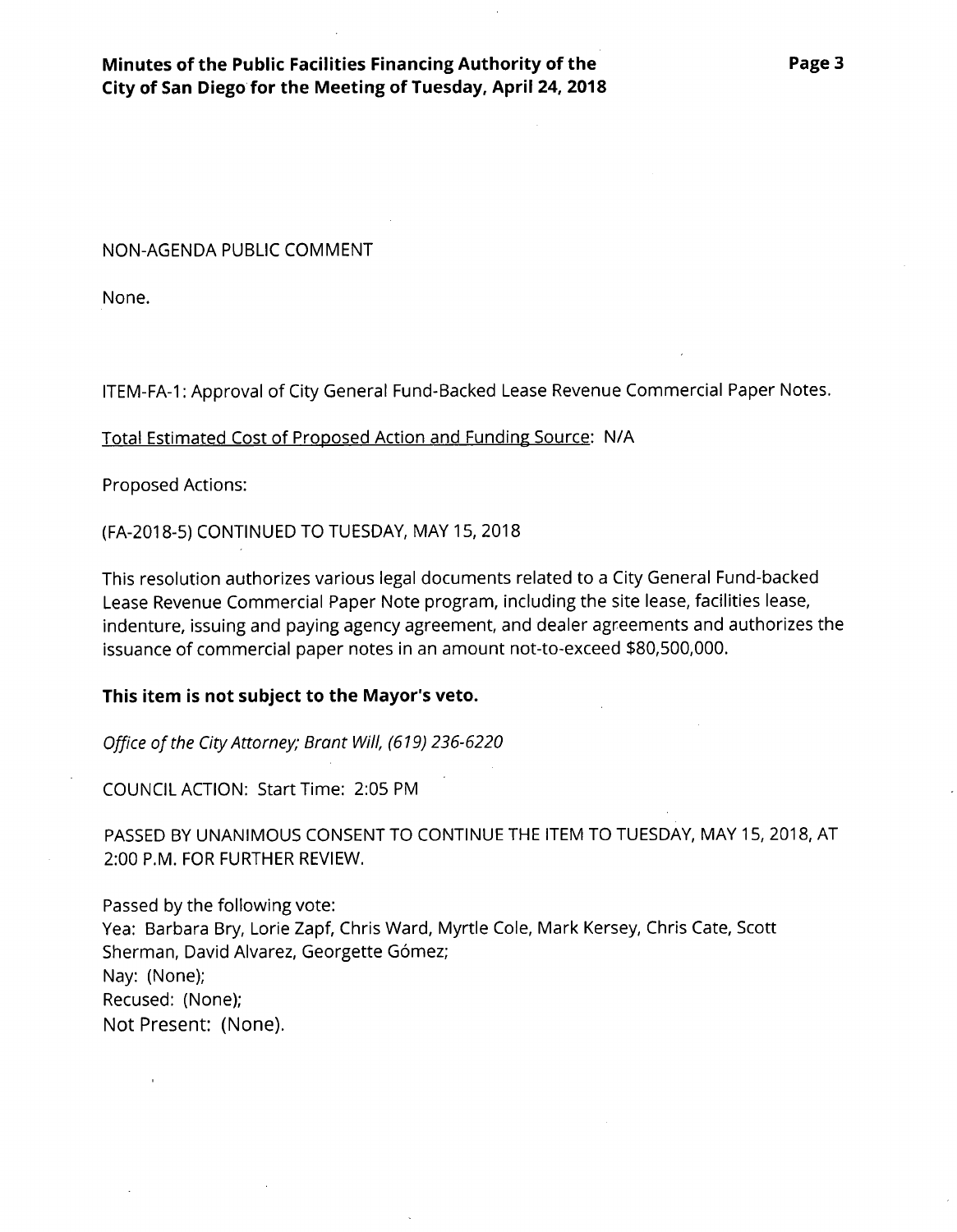NON-AGENDA PUBLIC COMMENT

None.

ITEM-FA-1: Approval of City General Fund-Backed Lease Revenue Commercial Paper Notes.

Total Estimated Cost of Proposed Action and Funding Source: N/A

Proposed Actions:

(FA-2018-5) CONTINUED TO TUESDAY, MAY 15, 2018

This resolution authorizes various legal documents related to a City General Fund-backed Lease Revenue Commercial Paper Note program, including the site lease, facilities lease, indenture, issuing and paying agency agreement, and dealer agreements and authorizes the issuance of commercial paper notes in an amount not-to-exceed $80,500,000.

**This item is not subject to the Mayor's veto.**

*Office of the City Attorney; Brant Will, (619) 236-6220*

COUNCIL ACTION: Start Time: 2:05 PM

PASSED BY UNANIMOUS CONSENT TO CONTINUE THE ITEM TO TUESDAY, MAY 15, 2018, AT 2:00 P.M. FOR FURTHER REVIEW.

Passed by the following vote:
Yea: Barbara Bry, Lorie Zapf, Chris Ward, Myrtle Cole, Mark Kersey, Chris Cate, Scott Sherman, David Alvarez, Georgette Gómez;
Nay: (None);
Recused: (None);
Not Present: (None).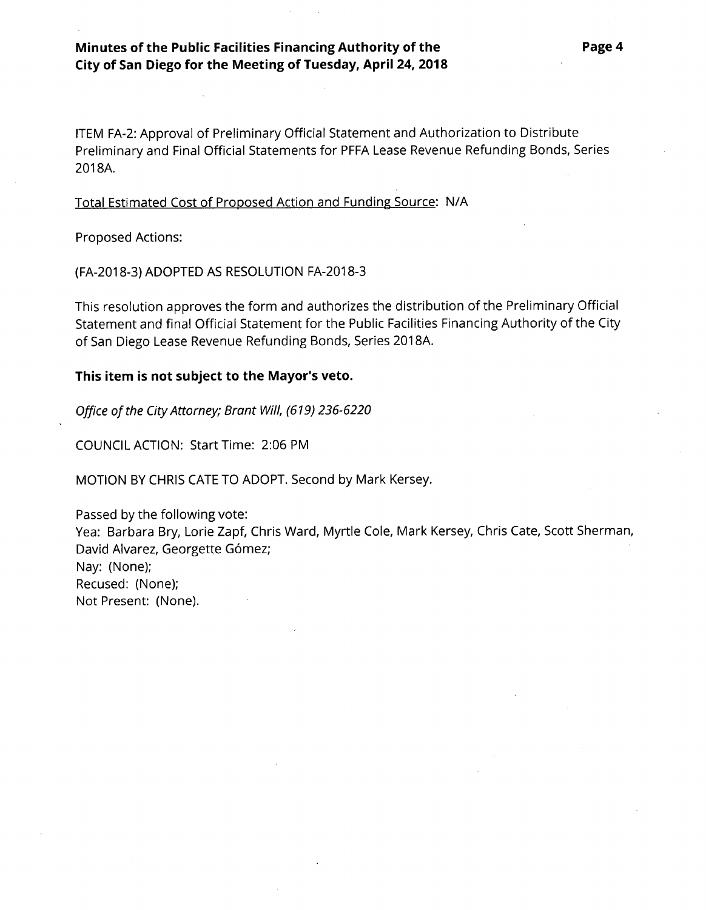ITEM FA-2: Approval of Preliminary Official Statement and Authorization to Distribute Preliminary and Final Official Statements for PFFA Lease Revenue Refunding Bonds, Series 2018A.

<u>Total Estimated Cost of Proposed Action and Funding Source</u>: N/A

Proposed Actions:

(FA-2018-3) ADOPTED AS RESOLUTION FA-2018-3

This resolution approves the form and authorizes the distribution of the Preliminary Official Statement and final Official Statement for the Public Facilities Financing Authority of the City of San Diego Lease Revenue Refunding Bonds, Series 2018A.

**This item is not subject to the Mayor's veto.**

*Office of the City Attorney; Brant Will, (619) 236-6220*

COUNCIL ACTION: Start Time: 2:06 PM

MOTION BY CHRIS CATE TO ADOPT. Second by Mark Kersey.

Passed by the following vote:
Yea: Barbara Bry, Lorie Zapf, Chris Ward, Myrtle Cole, Mark Kersey, Chris Cate, Scott Sherman, David Alvarez, Georgette Gómez;
Nay: (None);
Recused: (None);
Not Present: (None).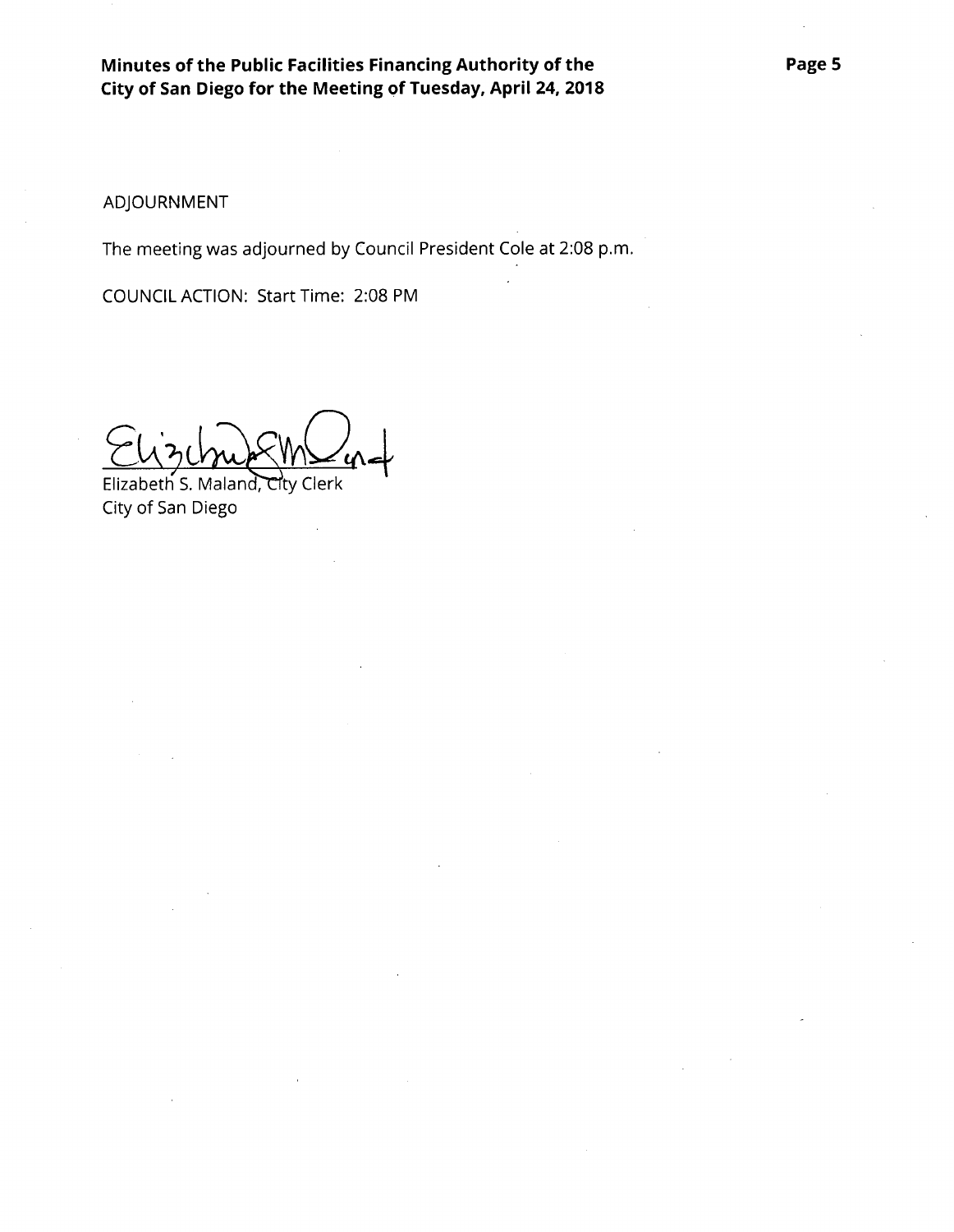ADJOURNMENT

The meeting was adjourned by Council President Cole at 2:08 p.m.

COUNCIL ACTION: Start Time: 2:08 PM

Elizabeth S. Maland, City Clerk
City of San Diego